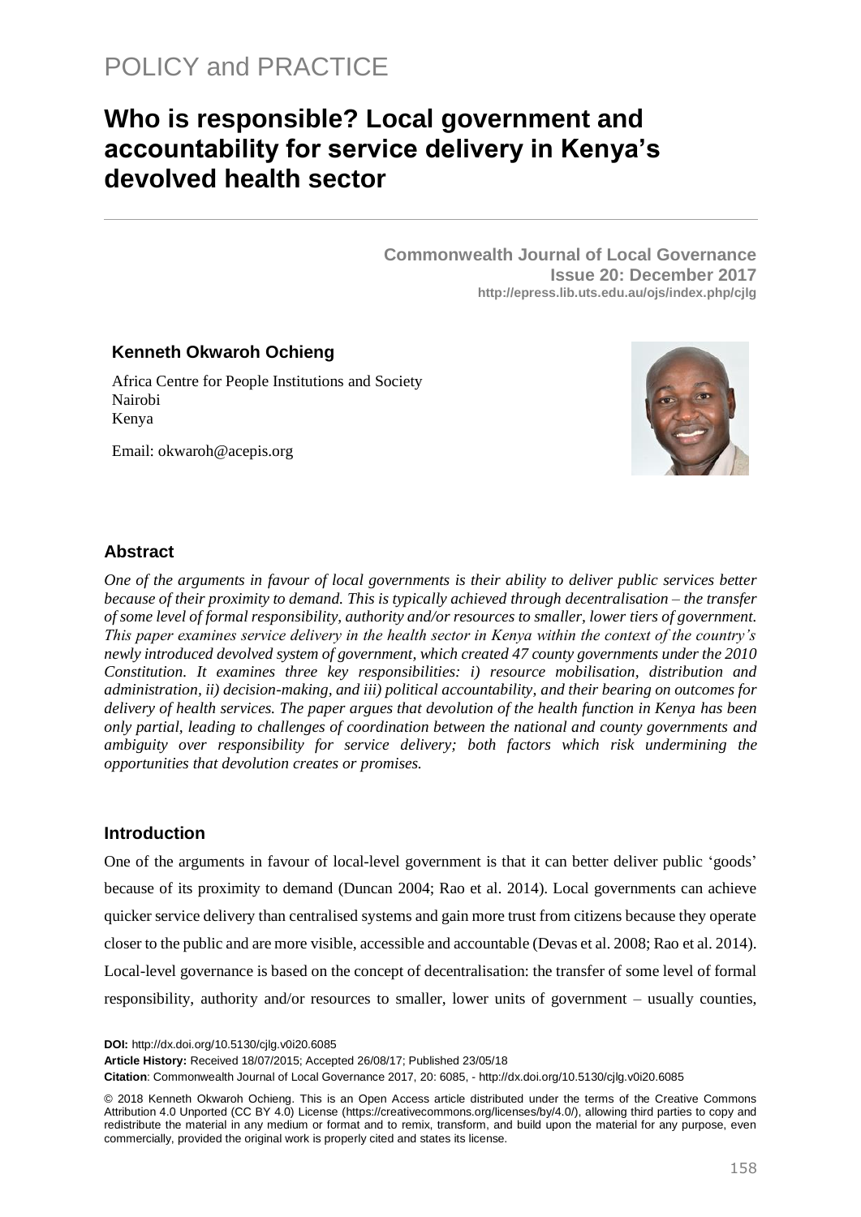POLICY and PRACTICE

# Who is responsible? Local government and accountability for service delivery in Kenya's devolved health sector

**Commonwealth Journal of Local Governance**
**Issue 20: December 2017**
**http://epress.lib.uts.edu.au/ojs/index.php/cjlg**

**Kenneth Okwaroh Ochieng**

Africa Centre for People Institutions and Society
Nairobi
Kenya

Email: okwaroh@acepis.org

## Abstract

*One of the arguments in favour of local governments is their ability to deliver public services better because of their proximity to demand. This is typically achieved through decentralisation – the transfer of some level of formal responsibility, authority and/or resources to smaller, lower tiers of government. This paper examines service delivery in the health sector in Kenya within the context of the country's newly introduced devolved system of government, which created 47 county governments under the 2010 Constitution. It examines three key responsibilities: i) resource mobilisation, distribution and administration, ii) decision-making, and iii) political accountability, and their bearing on outcomes for delivery of health services. The paper argues that devolution of the health function in Kenya has been only partial, leading to challenges of coordination between the national and county governments and ambiguity over responsibility for service delivery; both factors which risk undermining the opportunities that devolution creates or promises.*

## Introduction

One of the arguments in favour of local-level government is that it can better deliver public 'goods' because of its proximity to demand (Duncan 2004; Rao et al. 2014). Local governments can achieve quicker service delivery than centralised systems and gain more trust from citizens because they operate closer to the public and are more visible, accessible and accountable (Devas et al. 2008; Rao et al. 2014). Local-level governance is based on the concept of decentralisation: the transfer of some level of formal responsibility, authority and/or resources to smaller, lower units of government – usually counties,

**DOI:** http://dx.doi.org/10.5130/cjlg.v0i20.6085
**Article History:** Received 18/07/2015; Accepted 26/08/17; Published 23/05/18
**Citation**: Commonwealth Journal of Local Governance 2017, 20: 6085, - http://dx.doi.org/10.5130/cjlg.v0i20.6085

© 2018 Kenneth Okwaroh Ochieng. This is an Open Access article distributed under the terms of the Creative Commons Attribution 4.0 Unported (CC BY 4.0) License (https://creativecommons.org/licenses/by/4.0/), allowing third parties to copy and redistribute the material in any medium or format and to remix, transform, and build upon the material for any purpose, even commercially, provided the original work is properly cited and states its license.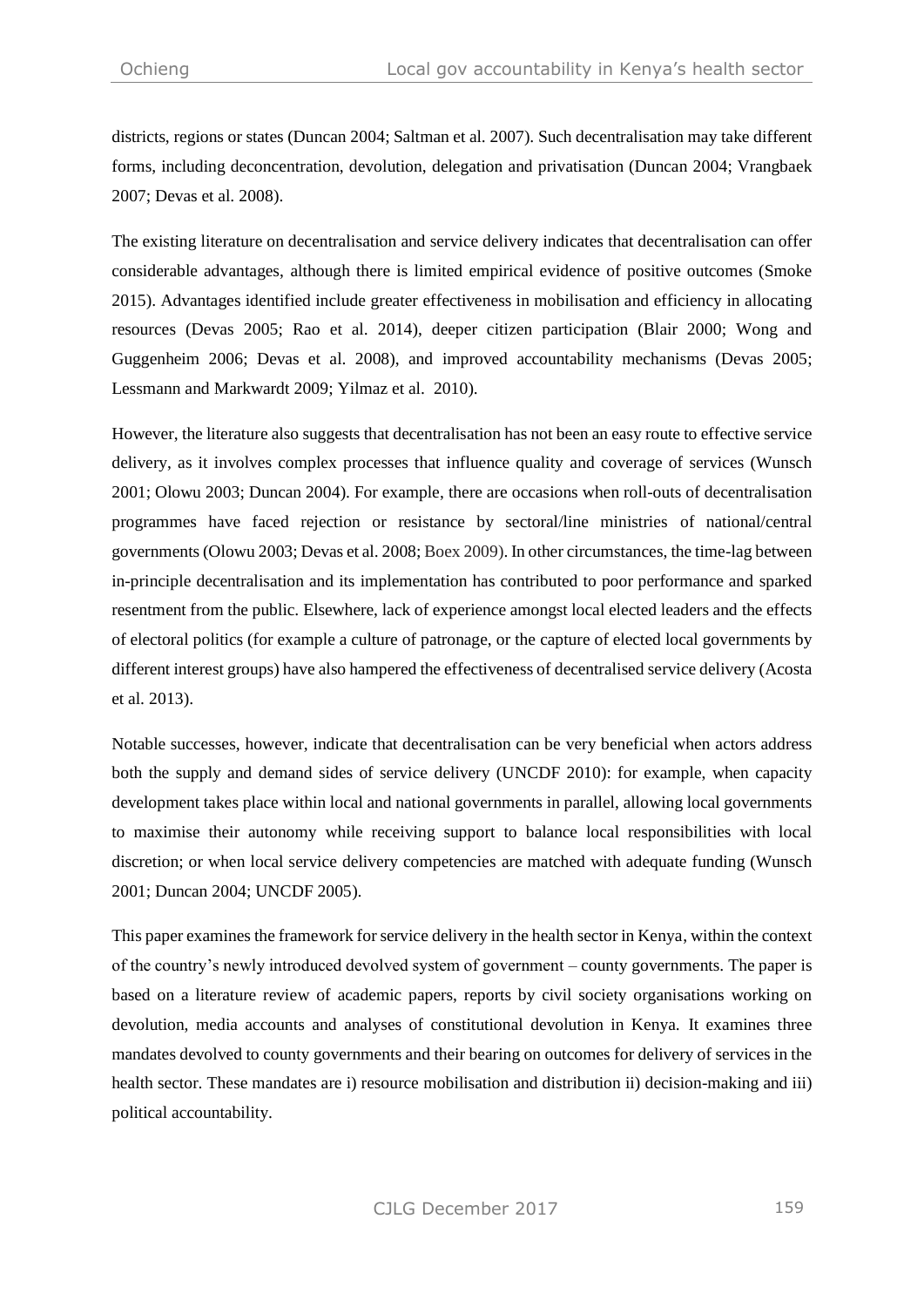districts, regions or states (Duncan 2004; Saltman et al. 2007). Such decentralisation may take different forms, including deconcentration, devolution, delegation and privatisation (Duncan 2004; Vrangbaek 2007; Devas et al. 2008).

The existing literature on decentralisation and service delivery indicates that decentralisation can offer considerable advantages, although there is limited empirical evidence of positive outcomes (Smoke 2015). Advantages identified include greater effectiveness in mobilisation and efficiency in allocating resources (Devas 2005; Rao et al. 2014), deeper citizen participation (Blair 2000; Wong and Guggenheim 2006; Devas et al. 2008), and improved accountability mechanisms (Devas 2005; Lessmann and Markwardt 2009; Yilmaz et al. 2010).

However, the literature also suggests that decentralisation has not been an easy route to effective service delivery, as it involves complex processes that influence quality and coverage of services (Wunsch 2001; Olowu 2003; Duncan 2004). For example, there are occasions when roll-outs of decentralisation programmes have faced rejection or resistance by sectoral/line ministries of national/central governments (Olowu 2003; Devas et al. 2008; Boex 2009). In other circumstances, the time-lag between in-principle decentralisation and its implementation has contributed to poor performance and sparked resentment from the public. Elsewhere, lack of experience amongst local elected leaders and the effects of electoral politics (for example a culture of patronage, or the capture of elected local governments by different interest groups) have also hampered the effectiveness of decentralised service delivery (Acosta et al. 2013).

Notable successes, however, indicate that decentralisation can be very beneficial when actors address both the supply and demand sides of service delivery (UNCDF 2010): for example, when capacity development takes place within local and national governments in parallel, allowing local governments to maximise their autonomy while receiving support to balance local responsibilities with local discretion; or when local service delivery competencies are matched with adequate funding (Wunsch 2001; Duncan 2004; UNCDF 2005).

This paper examines the framework for service delivery in the health sector in Kenya, within the context of the country's newly introduced devolved system of government – county governments. The paper is based on a literature review of academic papers, reports by civil society organisations working on devolution, media accounts and analyses of constitutional devolution in Kenya. It examines three mandates devolved to county governments and their bearing on outcomes for delivery of services in the health sector. These mandates are i) resource mobilisation and distribution ii) decision-making and iii) political accountability.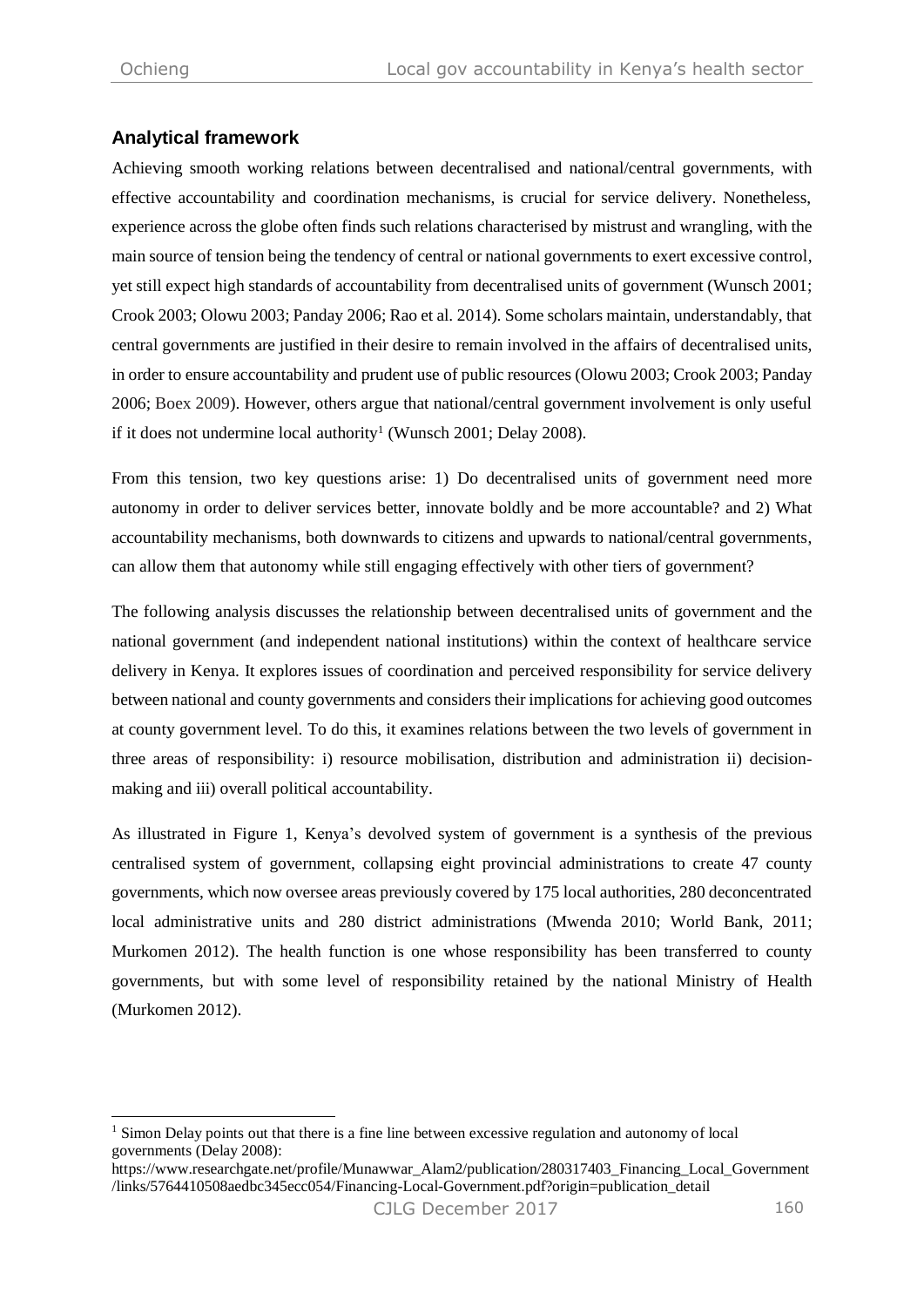## Analytical framework

Achieving smooth working relations between decentralised and national/central governments, with effective accountability and coordination mechanisms, is crucial for service delivery. Nonetheless, experience across the globe often finds such relations characterised by mistrust and wrangling, with the main source of tension being the tendency of central or national governments to exert excessive control, yet still expect high standards of accountability from decentralised units of government (Wunsch 2001; Crook 2003; Olowu 2003; Panday 2006; Rao et al. 2014). Some scholars maintain, understandably, that central governments are justified in their desire to remain involved in the affairs of decentralised units, in order to ensure accountability and prudent use of public resources (Olowu 2003; Crook 2003; Panday 2006; Boex 2009). However, others argue that national/central government involvement is only useful if it does not undermine local authority[1] (Wunsch 2001; Delay 2008).

From this tension, two key questions arise: 1) Do decentralised units of government need more autonomy in order to deliver services better, innovate boldly and be more accountable? and 2) What accountability mechanisms, both downwards to citizens and upwards to national/central governments, can allow them that autonomy while still engaging effectively with other tiers of government?

The following analysis discusses the relationship between decentralised units of government and the national government (and independent national institutions) within the context of healthcare service delivery in Kenya. It explores issues of coordination and perceived responsibility for service delivery between national and county governments and considers their implications for achieving good outcomes at county government level. To do this, it examines relations between the two levels of government in three areas of responsibility: i) resource mobilisation, distribution and administration ii) decision-making and iii) overall political accountability.

As illustrated in Figure 1, Kenya's devolved system of government is a synthesis of the previous centralised system of government, collapsing eight provincial administrations to create 47 county governments, which now oversee areas previously covered by 175 local authorities, 280 deconcentrated local administrative units and 280 district administrations (Mwenda 2010; World Bank, 2011; Murkomen 2012). The health function is one whose responsibility has been transferred to county governments, but with some level of responsibility retained by the national Ministry of Health (Murkomen 2012).

---

[1] Simon Delay points out that there is a fine line between excessive regulation and autonomy of local governments (Delay 2008): https://www.researchgate.net/profile/Munawwar_Alam2/publication/280317403_Financing_Local_Government/links/5764410508aedbc345ecc054/Financing-Local-Government.pdf?origin=publication_detail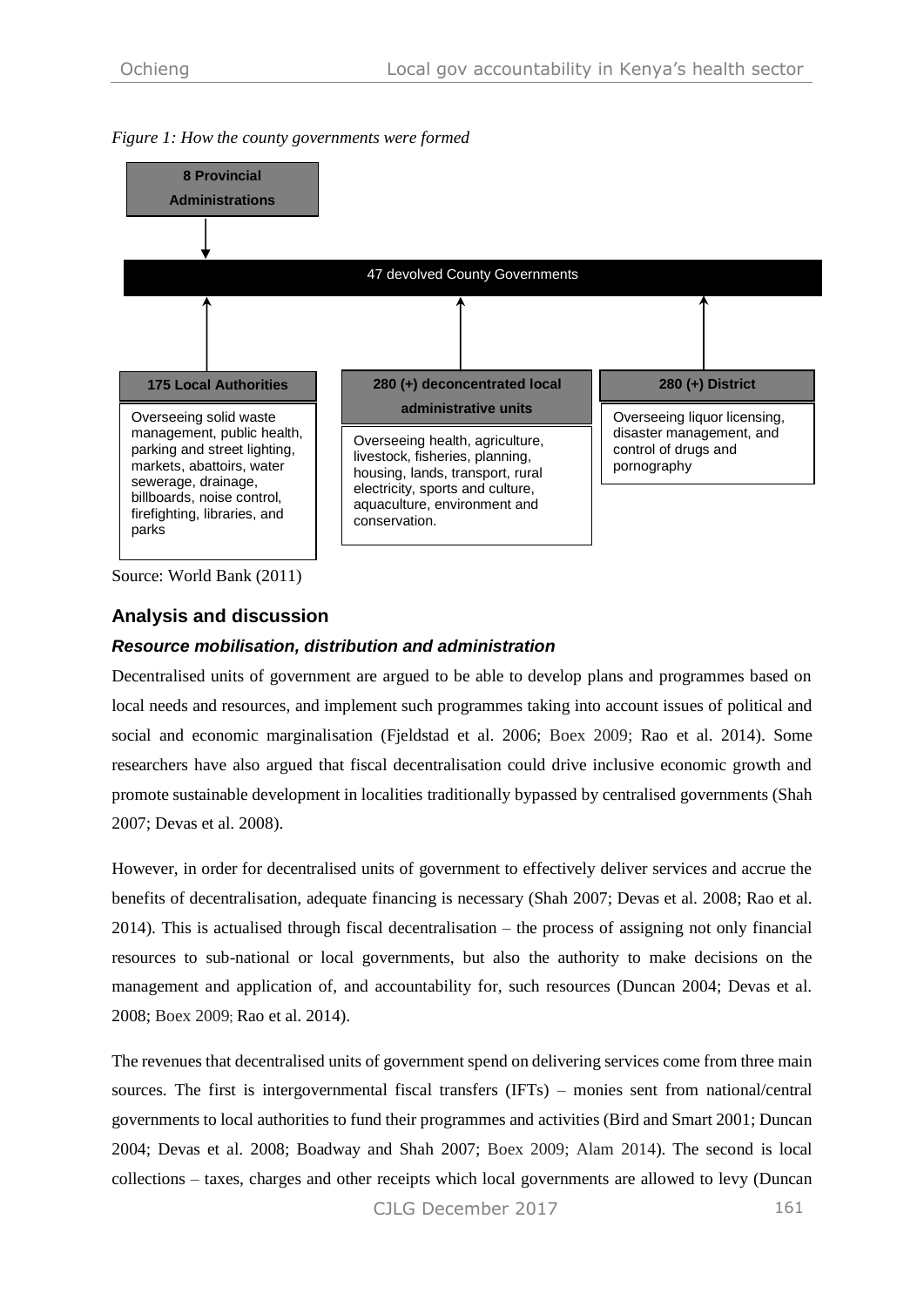*Figure 1: How the county governments were formed*

**8 Provincial Administrations**

47 devolved County Governments

**175 Local Authorities**

Overseeing solid waste management, public health, parking and street lighting, markets, abattoirs, water sewerage, drainage, billboards, noise control, firefighting, libraries, and parks

**280 (+) deconcentrated local administrative units**

Overseeing health, agriculture, livestock, fisheries, planning, housing, lands, transport, rural electricity, sports and culture, aquaculture, environment and conservation.

**280 (+) District**

Overseeing liquor licensing, disaster management, and control of drugs and pornography

Source: World Bank (2011)

## Analysis and discussion

### *Resource mobilisation, distribution and administration*

Decentralised units of government are argued to be able to develop plans and programmes based on local needs and resources, and implement such programmes taking into account issues of political and social and economic marginalisation (Fjeldstad et al. 2006; Boex 2009; Rao et al. 2014). Some researchers have also argued that fiscal decentralisation could drive inclusive economic growth and promote sustainable development in localities traditionally bypassed by centralised governments (Shah 2007; Devas et al. 2008).

However, in order for decentralised units of government to effectively deliver services and accrue the benefits of decentralisation, adequate financing is necessary (Shah 2007; Devas et al. 2008; Rao et al. 2014). This is actualised through fiscal decentralisation – the process of assigning not only financial resources to sub-national or local governments, but also the authority to make decisions on the management and application of, and accountability for, such resources (Duncan 2004; Devas et al. 2008; Boex 2009; Rao et al. 2014).

The revenues that decentralised units of government spend on delivering services come from three main sources. The first is intergovernmental fiscal transfers (IFTs) – monies sent from national/central governments to local authorities to fund their programmes and activities (Bird and Smart 2001; Duncan 2004; Devas et al. 2008; Boadway and Shah 2007; Boex 2009; Alam 2014). The second is local collections – taxes, charges and other receipts which local governments are allowed to levy (Duncan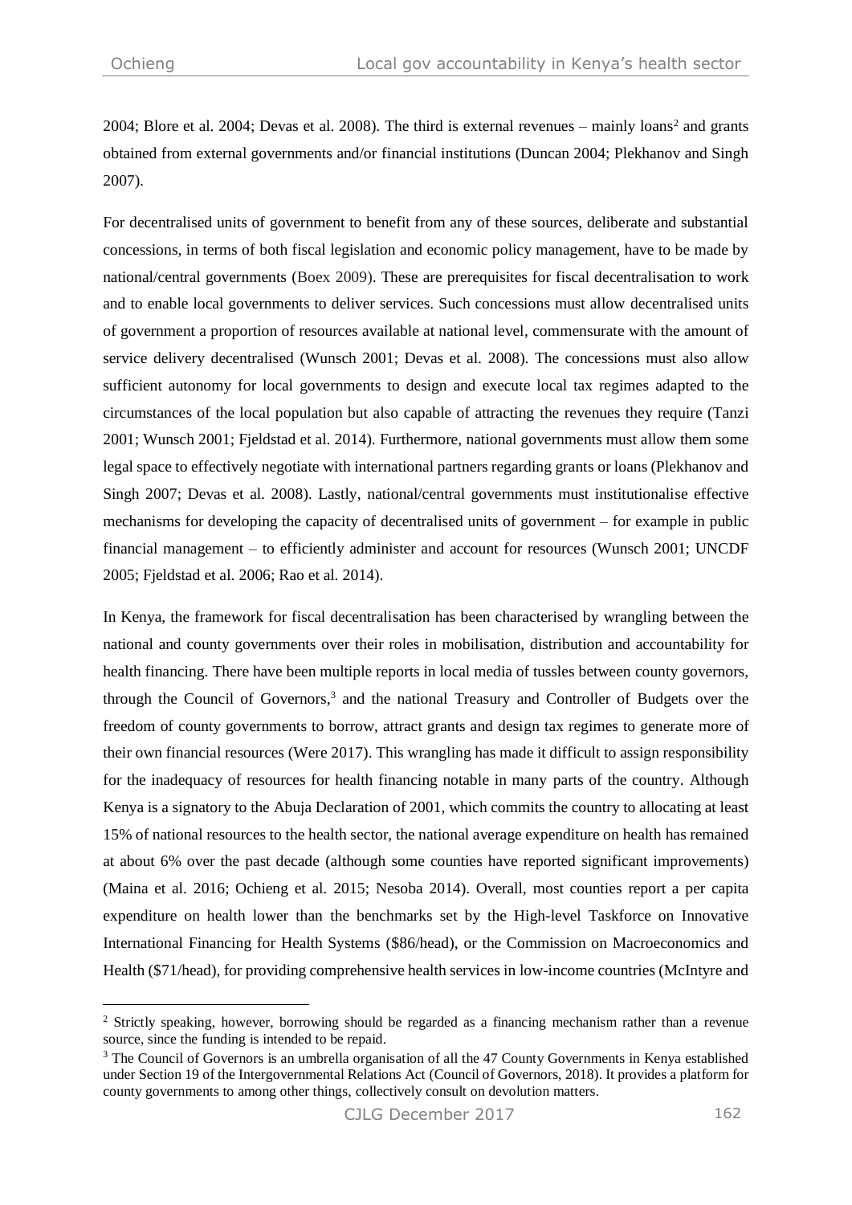2004; Blore et al. 2004; Devas et al. 2008). The third is external revenues – mainly loans[2] and grants obtained from external governments and/or financial institutions (Duncan 2004; Plekhanov and Singh 2007).

For decentralised units of government to benefit from any of these sources, deliberate and substantial concessions, in terms of both fiscal legislation and economic policy management, have to be made by national/central governments (Boex 2009). These are prerequisites for fiscal decentralisation to work and to enable local governments to deliver services. Such concessions must allow decentralised units of government a proportion of resources available at national level, commensurate with the amount of service delivery decentralised (Wunsch 2001; Devas et al. 2008). The concessions must also allow sufficient autonomy for local governments to design and execute local tax regimes adapted to the circumstances of the local population but also capable of attracting the revenues they require (Tanzi 2001; Wunsch 2001; Fjeldstad et al. 2014). Furthermore, national governments must allow them some legal space to effectively negotiate with international partners regarding grants or loans (Plekhanov and Singh 2007; Devas et al. 2008). Lastly, national/central governments must institutionalise effective mechanisms for developing the capacity of decentralised units of government – for example in public financial management – to efficiently administer and account for resources (Wunsch 2001; UNCDF 2005; Fjeldstad et al. 2006; Rao et al. 2014).

In Kenya, the framework for fiscal decentralisation has been characterised by wrangling between the national and county governments over their roles in mobilisation, distribution and accountability for health financing. There have been multiple reports in local media of tussles between county governors, through the Council of Governors,[3] and the national Treasury and Controller of Budgets over the freedom of county governments to borrow, attract grants and design tax regimes to generate more of their own financial resources (Were 2017). This wrangling has made it difficult to assign responsibility for the inadequacy of resources for health financing notable in many parts of the country. Although Kenya is a signatory to the Abuja Declaration of 2001, which commits the country to allocating at least 15% of national resources to the health sector, the national average expenditure on health has remained at about 6% over the past decade (although some counties have reported significant improvements) (Maina et al. 2016; Ochieng et al. 2015; Nesoba 2014). Overall, most counties report a per capita expenditure on health lower than the benchmarks set by the High-level Taskforce on Innovative International Financing for Health Systems ($86/head), or the Commission on Macroeconomics and Health ($71/head), for providing comprehensive health services in low-income countries (McIntyre and

---

[2] Strictly speaking, however, borrowing should be regarded as a financing mechanism rather than a revenue source, since the funding is intended to be repaid.

[3] The Council of Governors is an umbrella organisation of all the 47 County Governments in Kenya established under Section 19 of the Intergovernmental Relations Act (Council of Governors, 2018). It provides a platform for county governments to among other things, collectively consult on devolution matters.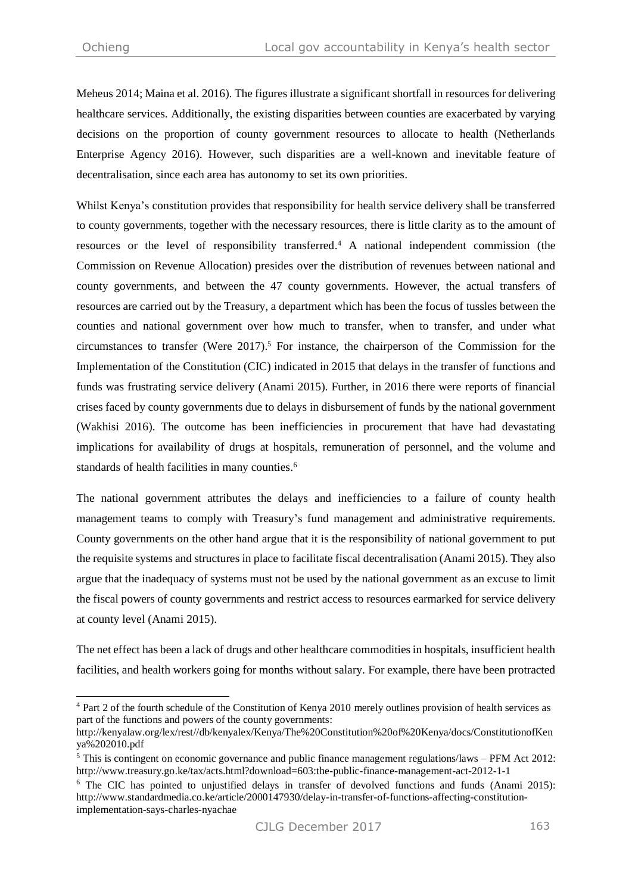Meheus 2014; Maina et al. 2016). The figures illustrate a significant shortfall in resources for delivering healthcare services. Additionally, the existing disparities between counties are exacerbated by varying decisions on the proportion of county government resources to allocate to health (Netherlands Enterprise Agency 2016). However, such disparities are a well-known and inevitable feature of decentralisation, since each area has autonomy to set its own priorities.

Whilst Kenya's constitution provides that responsibility for health service delivery shall be transferred to county governments, together with the necessary resources, there is little clarity as to the amount of resources or the level of responsibility transferred.[4] A national independent commission (the Commission on Revenue Allocation) presides over the distribution of revenues between national and county governments, and between the 47 county governments. However, the actual transfers of resources are carried out by the Treasury, a department which has been the focus of tussles between the counties and national government over how much to transfer, when to transfer, and under what circumstances to transfer (Were 2017).[5] For instance, the chairperson of the Commission for the Implementation of the Constitution (CIC) indicated in 2015 that delays in the transfer of functions and funds was frustrating service delivery (Anami 2015). Further, in 2016 there were reports of financial crises faced by county governments due to delays in disbursement of funds by the national government (Wakhisi 2016). The outcome has been inefficiencies in procurement that have had devastating implications for availability of drugs at hospitals, remuneration of personnel, and the volume and standards of health facilities in many counties.[6]

The national government attributes the delays and inefficiencies to a failure of county health management teams to comply with Treasury's fund management and administrative requirements. County governments on the other hand argue that it is the responsibility of national government to put the requisite systems and structures in place to facilitate fiscal decentralisation (Anami 2015). They also argue that the inadequacy of systems must not be used by the national government as an excuse to limit the fiscal powers of county governments and restrict access to resources earmarked for service delivery at county level (Anami 2015).

The net effect has been a lack of drugs and other healthcare commodities in hospitals, insufficient health facilities, and health workers going for months without salary. For example, there have been protracted

---

[4] Part 2 of the fourth schedule of the Constitution of Kenya 2010 merely outlines provision of health services as part of the functions and powers of the county governments: http://kenyalaw.org/lex/rest//db/kenyalex/Kenya/The%20Constitution%20of%20Kenya/docs/ConstitutionofKenya%202010.pdf

[5] This is contingent on economic governance and public finance management regulations/laws – PFM Act 2012: http://www.treasury.go.ke/tax/acts.html?download=603:the-public-finance-management-act-2012-1-1

[6] The CIC has pointed to unjustified delays in transfer of devolved functions and funds (Anami 2015): http://www.standardmedia.co.ke/article/2000147930/delay-in-transfer-of-functions-affecting-constitution-implementation-says-charles-nyachae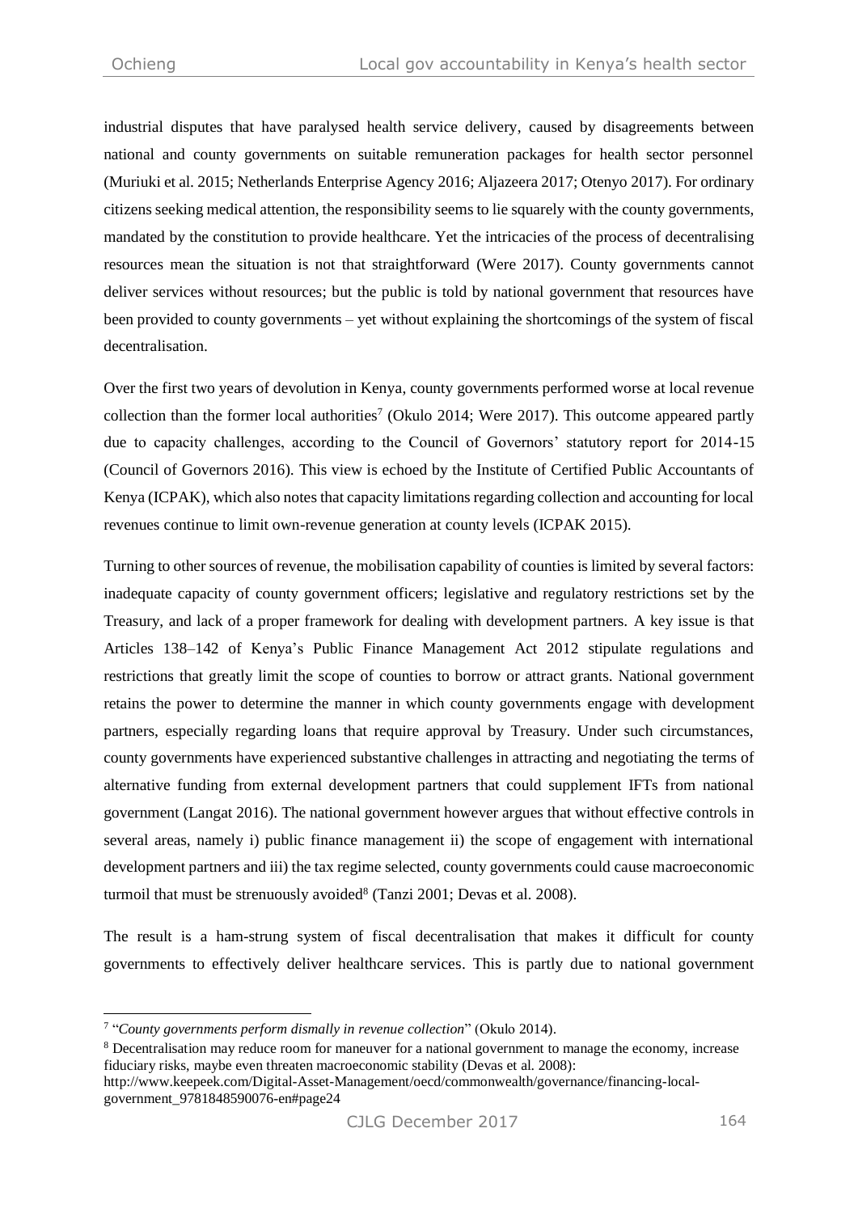industrial disputes that have paralysed health service delivery, caused by disagreements between national and county governments on suitable remuneration packages for health sector personnel (Muriuki et al. 2015; Netherlands Enterprise Agency 2016; Aljazeera 2017; Otenyo 2017). For ordinary citizens seeking medical attention, the responsibility seems to lie squarely with the county governments, mandated by the constitution to provide healthcare. Yet the intricacies of the process of decentralising resources mean the situation is not that straightforward (Were 2017). County governments cannot deliver services without resources; but the public is told by national government that resources have been provided to county governments – yet without explaining the shortcomings of the system of fiscal decentralisation.

Over the first two years of devolution in Kenya, county governments performed worse at local revenue collection than the former local authorities[7] (Okulo 2014; Were 2017). This outcome appeared partly due to capacity challenges, according to the Council of Governors' statutory report for 2014-15 (Council of Governors 2016). This view is echoed by the Institute of Certified Public Accountants of Kenya (ICPAK), which also notes that capacity limitations regarding collection and accounting for local revenues continue to limit own-revenue generation at county levels (ICPAK 2015).

Turning to other sources of revenue, the mobilisation capability of counties is limited by several factors: inadequate capacity of county government officers; legislative and regulatory restrictions set by the Treasury, and lack of a proper framework for dealing with development partners. A key issue is that Articles 138–142 of Kenya's Public Finance Management Act 2012 stipulate regulations and restrictions that greatly limit the scope of counties to borrow or attract grants. National government retains the power to determine the manner in which county governments engage with development partners, especially regarding loans that require approval by Treasury. Under such circumstances, county governments have experienced substantive challenges in attracting and negotiating the terms of alternative funding from external development partners that could supplement IFTs from national government (Langat 2016). The national government however argues that without effective controls in several areas, namely i) public finance management ii) the scope of engagement with international development partners and iii) the tax regime selected, county governments could cause macroeconomic turmoil that must be strenuously avoided[8] (Tanzi 2001; Devas et al. 2008).

The result is a ham-strung system of fiscal decentralisation that makes it difficult for county governments to effectively deliver healthcare services. This is partly due to national government

---

[7] "*County governments perform dismally in revenue collection*" (Okulo 2014).

[8] Decentralisation may reduce room for maneuver for a national government to manage the economy, increase fiduciary risks, maybe even threaten macroeconomic stability (Devas et al. 2008): http://www.keepeek.com/Digital-Asset-Management/oecd/commonwealth/governance/financing-local-government_9781848590076-en#page24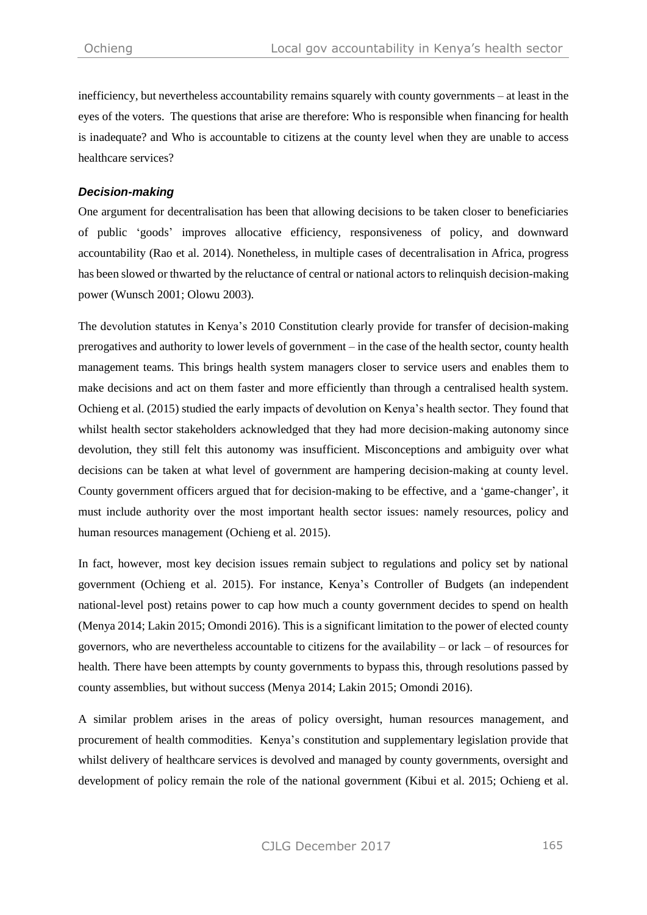inefficiency, but nevertheless accountability remains squarely with county governments – at least in the eyes of the voters. The questions that arise are therefore: Who is responsible when financing for health is inadequate? and Who is accountable to citizens at the county level when they are unable to access healthcare services?

### *Decision-making*

One argument for decentralisation has been that allowing decisions to be taken closer to beneficiaries of public 'goods' improves allocative efficiency, responsiveness of policy, and downward accountability (Rao et al. 2014). Nonetheless, in multiple cases of decentralisation in Africa, progress has been slowed or thwarted by the reluctance of central or national actors to relinquish decision-making power (Wunsch 2001; Olowu 2003).

The devolution statutes in Kenya's 2010 Constitution clearly provide for transfer of decision-making prerogatives and authority to lower levels of government – in the case of the health sector, county health management teams. This brings health system managers closer to service users and enables them to make decisions and act on them faster and more efficiently than through a centralised health system. Ochieng et al. (2015) studied the early impacts of devolution on Kenya's health sector. They found that whilst health sector stakeholders acknowledged that they had more decision-making autonomy since devolution, they still felt this autonomy was insufficient. Misconceptions and ambiguity over what decisions can be taken at what level of government are hampering decision-making at county level. County government officers argued that for decision-making to be effective, and a 'game-changer', it must include authority over the most important health sector issues: namely resources, policy and human resources management (Ochieng et al. 2015).

In fact, however, most key decision issues remain subject to regulations and policy set by national government (Ochieng et al. 2015). For instance, Kenya's Controller of Budgets (an independent national-level post) retains power to cap how much a county government decides to spend on health (Menya 2014; Lakin 2015; Omondi 2016). This is a significant limitation to the power of elected county governors, who are nevertheless accountable to citizens for the availability – or lack – of resources for health. There have been attempts by county governments to bypass this, through resolutions passed by county assemblies, but without success (Menya 2014; Lakin 2015; Omondi 2016).

A similar problem arises in the areas of policy oversight, human resources management, and procurement of health commodities. Kenya's constitution and supplementary legislation provide that whilst delivery of healthcare services is devolved and managed by county governments, oversight and development of policy remain the role of the national government (Kibui et al. 2015; Ochieng et al.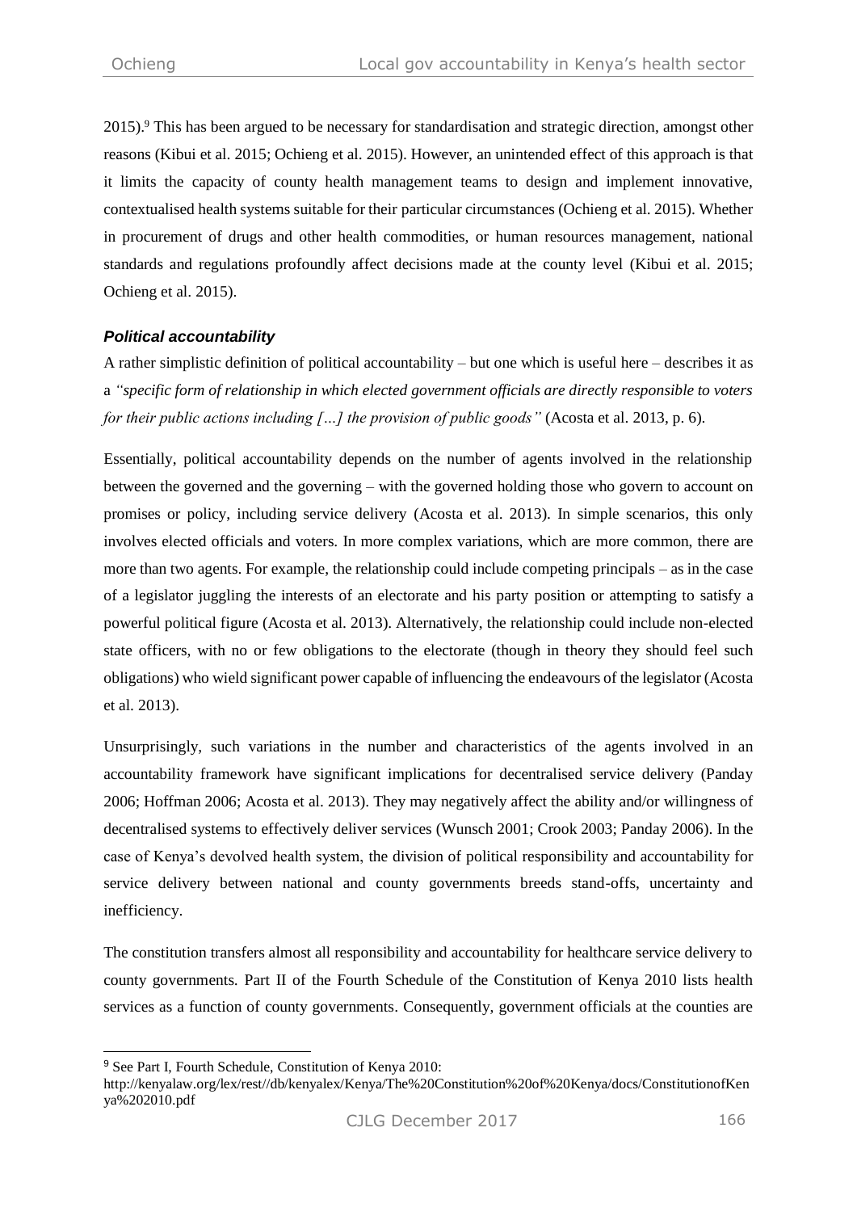2015).[9] This has been argued to be necessary for standardisation and strategic direction, amongst other reasons (Kibui et al. 2015; Ochieng et al. 2015). However, an unintended effect of this approach is that it limits the capacity of county health management teams to design and implement innovative, contextualised health systems suitable for their particular circumstances (Ochieng et al. 2015). Whether in procurement of drugs and other health commodities, or human resources management, national standards and regulations profoundly affect decisions made at the county level (Kibui et al. 2015; Ochieng et al. 2015).

### *Political accountability*

A rather simplistic definition of political accountability – but one which is useful here – describes it as a *"specific form of relationship in which elected government officials are directly responsible to voters for their public actions including […] the provision of public goods"* (Acosta et al. 2013, p. 6).

Essentially, political accountability depends on the number of agents involved in the relationship between the governed and the governing – with the governed holding those who govern to account on promises or policy, including service delivery (Acosta et al. 2013). In simple scenarios, this only involves elected officials and voters. In more complex variations, which are more common, there are more than two agents. For example, the relationship could include competing principals – as in the case of a legislator juggling the interests of an electorate and his party position or attempting to satisfy a powerful political figure (Acosta et al. 2013). Alternatively, the relationship could include non-elected state officers, with no or few obligations to the electorate (though in theory they should feel such obligations) who wield significant power capable of influencing the endeavours of the legislator (Acosta et al. 2013).

Unsurprisingly, such variations in the number and characteristics of the agents involved in an accountability framework have significant implications for decentralised service delivery (Panday 2006; Hoffman 2006; Acosta et al. 2013). They may negatively affect the ability and/or willingness of decentralised systems to effectively deliver services (Wunsch 2001; Crook 2003; Panday 2006). In the case of Kenya's devolved health system, the division of political responsibility and accountability for service delivery between national and county governments breeds stand-offs, uncertainty and inefficiency.

The constitution transfers almost all responsibility and accountability for healthcare service delivery to county governments. Part II of the Fourth Schedule of the Constitution of Kenya 2010 lists health services as a function of county governments. Consequently, government officials at the counties are

[9] See Part I, Fourth Schedule, Constitution of Kenya 2010:
http://kenyalaw.org/lex/rest//db/kenyalex/Kenya/The%20Constitution%20of%20Kenya/docs/ConstitutionofKenya%202010.pdf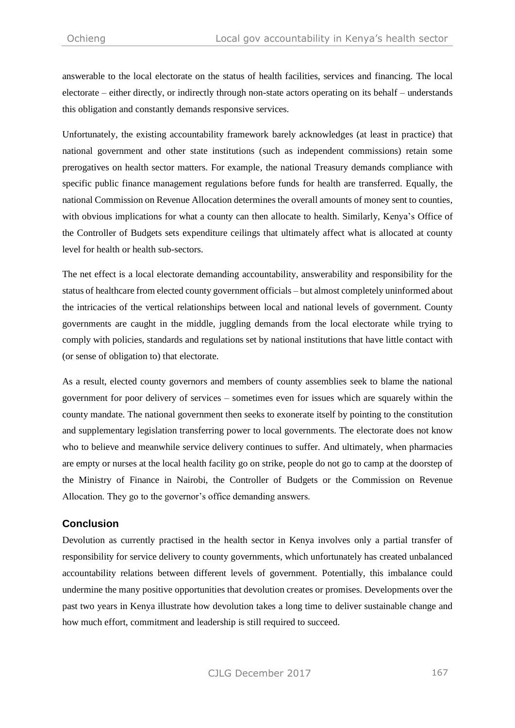answerable to the local electorate on the status of health facilities, services and financing. The local electorate – either directly, or indirectly through non-state actors operating on its behalf – understands this obligation and constantly demands responsive services.

Unfortunately, the existing accountability framework barely acknowledges (at least in practice) that national government and other state institutions (such as independent commissions) retain some prerogatives on health sector matters. For example, the national Treasury demands compliance with specific public finance management regulations before funds for health are transferred. Equally, the national Commission on Revenue Allocation determines the overall amounts of money sent to counties, with obvious implications for what a county can then allocate to health. Similarly, Kenya's Office of the Controller of Budgets sets expenditure ceilings that ultimately affect what is allocated at county level for health or health sub-sectors.

The net effect is a local electorate demanding accountability, answerability and responsibility for the status of healthcare from elected county government officials – but almost completely uninformed about the intricacies of the vertical relationships between local and national levels of government. County governments are caught in the middle, juggling demands from the local electorate while trying to comply with policies, standards and regulations set by national institutions that have little contact with (or sense of obligation to) that electorate.

As a result, elected county governors and members of county assemblies seek to blame the national government for poor delivery of services – sometimes even for issues which are squarely within the county mandate. The national government then seeks to exonerate itself by pointing to the constitution and supplementary legislation transferring power to local governments. The electorate does not know who to believe and meanwhile service delivery continues to suffer. And ultimately, when pharmacies are empty or nurses at the local health facility go on strike, people do not go to camp at the doorstep of the Ministry of Finance in Nairobi, the Controller of Budgets or the Commission on Revenue Allocation. They go to the governor's office demanding answers.

## Conclusion

Devolution as currently practised in the health sector in Kenya involves only a partial transfer of responsibility for service delivery to county governments, which unfortunately has created unbalanced accountability relations between different levels of government. Potentially, this imbalance could undermine the many positive opportunities that devolution creates or promises. Developments over the past two years in Kenya illustrate how devolution takes a long time to deliver sustainable change and how much effort, commitment and leadership is still required to succeed.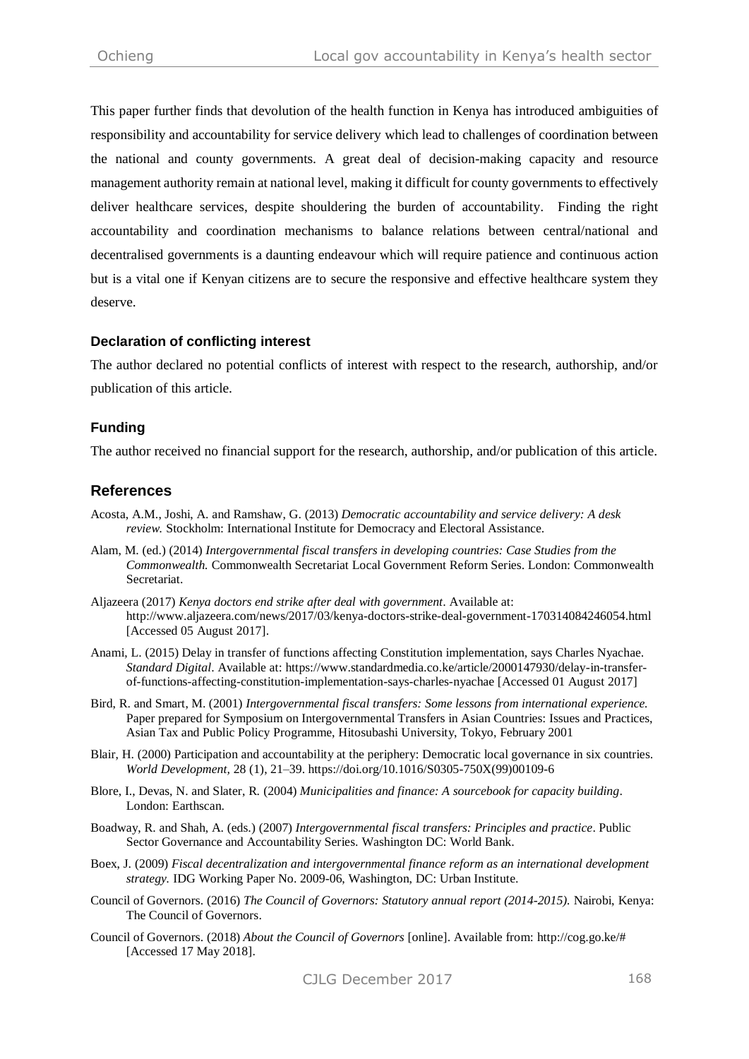This paper further finds that devolution of the health function in Kenya has introduced ambiguities of responsibility and accountability for service delivery which lead to challenges of coordination between the national and county governments. A great deal of decision-making capacity and resource management authority remain at national level, making it difficult for county governments to effectively deliver healthcare services, despite shouldering the burden of accountability. Finding the right accountability and coordination mechanisms to balance relations between central/national and decentralised governments is a daunting endeavour which will require patience and continuous action but is a vital one if Kenyan citizens are to secure the responsive and effective healthcare system they deserve.

### Declaration of conflicting interest

The author declared no potential conflicts of interest with respect to the research, authorship, and/or publication of this article.

### Funding

The author received no financial support for the research, authorship, and/or publication of this article.

## References

Acosta, A.M., Joshi, A. and Ramshaw, G. (2013) *Democratic accountability and service delivery: A desk review.* Stockholm: International Institute for Democracy and Electoral Assistance.

Alam, M. (ed.) (2014) *Intergovernmental fiscal transfers in developing countries: Case Studies from the Commonwealth.* Commonwealth Secretariat Local Government Reform Series. London: Commonwealth Secretariat.

Aljazeera (2017) *Kenya doctors end strike after deal with government*. Available at: http://www.aljazeera.com/news/2017/03/kenya-doctors-strike-deal-government-170314084246054.html [Accessed 05 August 2017].

Anami, L. (2015) Delay in transfer of functions affecting Constitution implementation, says Charles Nyachae. *Standard Digital*. Available at: https://www.standardmedia.co.ke/article/2000147930/delay-in-transfer-of-functions-affecting-constitution-implementation-says-charles-nyachae [Accessed 01 August 2017]

Bird, R. and Smart, M. (2001) *Intergovernmental fiscal transfers: Some lessons from international experience.* Paper prepared for Symposium on Intergovernmental Transfers in Asian Countries: Issues and Practices, Asian Tax and Public Policy Programme, Hitosubashi University, Tokyo, February 2001

Blair, H. (2000) Participation and accountability at the periphery: Democratic local governance in six countries. *World Development,* 28 (1), 21–39. https://doi.org/10.1016/S0305-750X(99)00109-6

Blore, I., Devas, N. and Slater, R. (2004) *Municipalities and finance: A sourcebook for capacity building*. London: Earthscan.

Boadway, R. and Shah, A. (eds.) (2007) *Intergovernmental fiscal transfers: Principles and practice*. Public Sector Governance and Accountability Series. Washington DC: World Bank.

Boex, J. (2009) *Fiscal decentralization and intergovernmental finance reform as an international development strategy.* IDG Working Paper No. 2009-06, Washington, DC: Urban Institute.

Council of Governors. (2016) *The Council of Governors: Statutory annual report (2014-2015).* Nairobi, Kenya: The Council of Governors.

Council of Governors. (2018) *About the Council of Governors* [online]. Available from: http://cog.go.ke/# [Accessed 17 May 2018].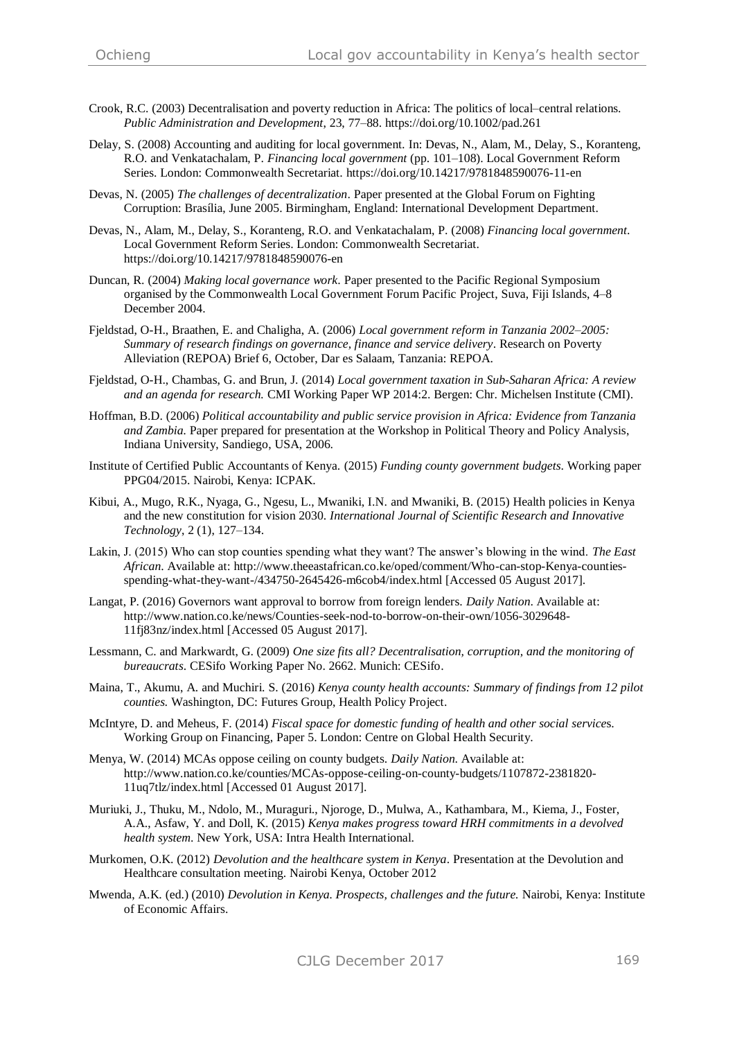Crook, R.C. (2003) Decentralisation and poverty reduction in Africa: The politics of local–central relations. *Public Administration and Development*, 23, 77–88. https://doi.org/10.1002/pad.261

Delay, S. (2008) Accounting and auditing for local government. In: Devas, N., Alam, M., Delay, S., Koranteng, R.O. and Venkatachalam, P. *Financing local government* (pp. 101–108). Local Government Reform Series. London: Commonwealth Secretariat. https://doi.org/10.14217/9781848590076-11-en

Devas, N. (2005) *The challenges of decentralization*. Paper presented at the Global Forum on Fighting Corruption: Brasília, June 2005. Birmingham, England: International Development Department.

Devas, N., Alam, M., Delay, S., Koranteng, R.O. and Venkatachalam, P. (2008) *Financing local government*. Local Government Reform Series. London: Commonwealth Secretariat. https://doi.org/10.14217/9781848590076-en

Duncan, R. (2004) *Making local governance work*. Paper presented to the Pacific Regional Symposium organised by the Commonwealth Local Government Forum Pacific Project, Suva, Fiji Islands, 4–8 December 2004.

Fjeldstad, O-H., Braathen, E. and Chaligha, A. (2006) *Local government reform in Tanzania 2002–2005: Summary of research findings on governance, finance and service delivery*. Research on Poverty Alleviation (REPOA) Brief 6, October, Dar es Salaam, Tanzania: REPOA.

Fjeldstad, O-H., Chambas, G. and Brun, J. (2014) *Local government taxation in Sub-Saharan Africa: A review and an agenda for research.* CMI Working Paper WP 2014:2. Bergen: Chr. Michelsen Institute (CMI).

Hoffman, B.D. (2006) *Political accountability and public service provision in Africa: Evidence from Tanzania and Zambia.* Paper prepared for presentation at the Workshop in Political Theory and Policy Analysis, Indiana University, Sandiego, USA, 2006.

Institute of Certified Public Accountants of Kenya. (2015) *Funding county government budgets.* Working paper PPG04/2015. Nairobi, Kenya: ICPAK.

Kibui, A., Mugo, R.K., Nyaga, G., Ngesu, L., Mwaniki, I.N. and Mwaniki, B. (2015) Health policies in Kenya and the new constitution for vision 2030. *International Journal of Scientific Research and Innovative Technology*, 2 (1), 127–134.

Lakin, J. (2015) Who can stop counties spending what they want? The answer's blowing in the wind. *The East African*. Available at: http://www.theeastafrican.co.ke/oped/comment/Who-can-stop-Kenya-counties-spending-what-they-want-/434750-2645426-m6cob4/index.html [Accessed 05 August 2017].

Langat, P. (2016) Governors want approval to borrow from foreign lenders. *Daily Nation*. Available at: http://www.nation.co.ke/news/Counties-seek-nod-to-borrow-on-their-own/1056-3029648-11fj83nz/index.html [Accessed 05 August 2017].

Lessmann, C. and Markwardt, G. (2009) *One size fits all? Decentralisation, corruption, and the monitoring of bureaucrats*. CESifo Working Paper No. 2662. Munich: CESifo.

Maina, T., Akumu, A. and Muchiri. S. (2016) *Kenya county health accounts: Summary of findings from 12 pilot counties.* Washington, DC: Futures Group, Health Policy Project.

McIntyre, D. and Meheus, F. (2014) *Fiscal space for domestic funding of health and other social services.* Working Group on Financing, Paper 5. London: Centre on Global Health Security.

Menya, W. (2014) MCAs oppose ceiling on county budgets. *Daily Nation.* Available at: http://www.nation.co.ke/counties/MCAs-oppose-ceiling-on-county-budgets/1107872-2381820-11uq7tlz/index.html [Accessed 01 August 2017].

Muriuki, J., Thuku, M., Ndolo, M., Muraguri., Njoroge, D., Mulwa, A., Kathambara, M., Kiema, J., Foster, A.A., Asfaw, Y. and Doll, K. (2015) *Kenya makes progress toward HRH commitments in a devolved health system*. New York, USA: Intra Health International.

Murkomen, O.K. (2012) *Devolution and the healthcare system in Kenya*. Presentation at the Devolution and Healthcare consultation meeting. Nairobi Kenya, October 2012

Mwenda, A.K. (ed.) (2010) *Devolution in Kenya. Prospects, challenges and the future.* Nairobi, Kenya: Institute of Economic Affairs.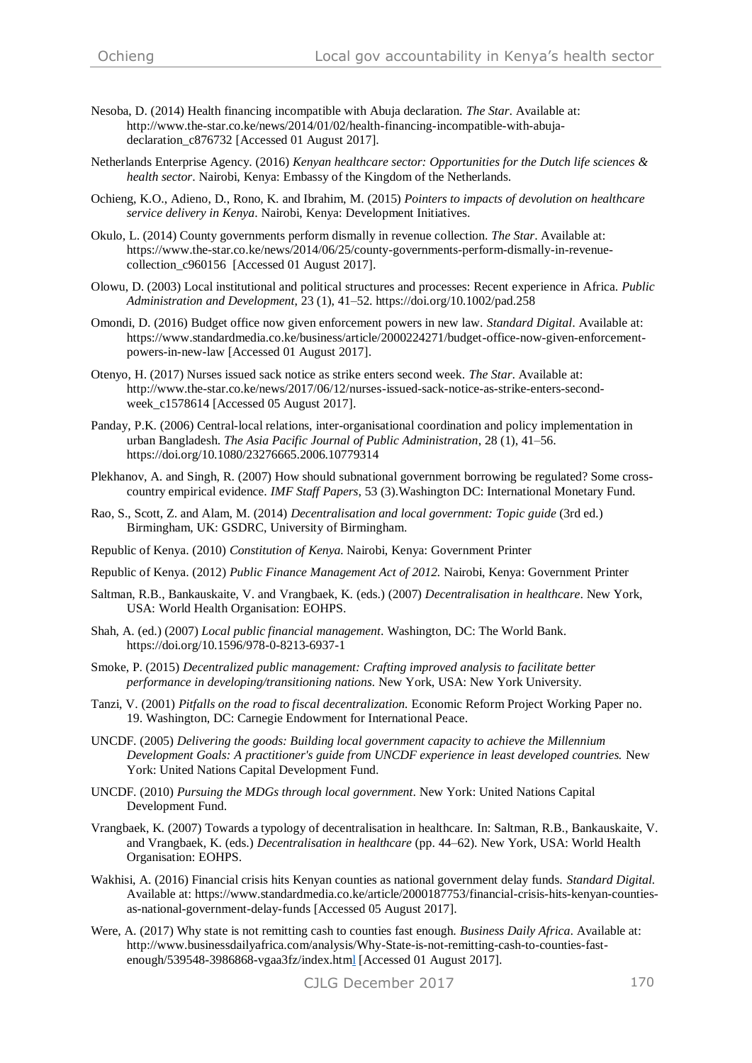Nesoba, D. (2014) Health financing incompatible with Abuja declaration. *The Star*. Available at: http://www.the-star.co.ke/news/2014/01/02/health-financing-incompatible-with-abuja-declaration_c876732 [Accessed 01 August 2017].

Netherlands Enterprise Agency. (2016) *Kenyan healthcare sector: Opportunities for the Dutch life sciences & health sector*. Nairobi, Kenya: Embassy of the Kingdom of the Netherlands.

Ochieng, K.O., Adieno, D., Rono, K. and Ibrahim, M. (2015) *Pointers to impacts of devolution on healthcare service delivery in Kenya*. Nairobi, Kenya: Development Initiatives.

Okulo, L. (2014) County governments perform dismally in revenue collection. *The Star*. Available at: https://www.the-star.co.ke/news/2014/06/25/county-governments-perform-dismally-in-revenue-collection_c960156 [Accessed 01 August 2017].

Olowu, D. (2003) Local institutional and political structures and processes: Recent experience in Africa. *Public Administration and Development*, 23 (1), 41–52. https://doi.org/10.1002/pad.258

Omondi, D. (2016) Budget office now given enforcement powers in new law. *Standard Digital*. Available at: https://www.standardmedia.co.ke/business/article/2000224271/budget-office-now-given-enforcement-powers-in-new-law [Accessed 01 August 2017].

Otenyo, H. (2017) Nurses issued sack notice as strike enters second week. *The Star*. Available at: http://www.the-star.co.ke/news/2017/06/12/nurses-issued-sack-notice-as-strike-enters-second-week_c1578614 [Accessed 05 August 2017].

Panday, P.K. (2006) Central-local relations, inter-organisational coordination and policy implementation in urban Bangladesh. *The Asia Pacific Journal of Public Administration*, 28 (1), 41–56. https://doi.org/10.1080/23276665.2006.10779314

Plekhanov, A. and Singh, R. (2007) How should subnational government borrowing be regulated? Some cross-country empirical evidence. *IMF Staff Papers*, 53 (3).Washington DC: International Monetary Fund.

Rao, S., Scott, Z. and Alam, M. (2014) *Decentralisation and local government: Topic guide* (3rd ed.) Birmingham, UK: GSDRC, University of Birmingham.

Republic of Kenya. (2010) *Constitution of Kenya.* Nairobi, Kenya: Government Printer

Republic of Kenya. (2012) *Public Finance Management Act of 2012.* Nairobi, Kenya: Government Printer

Saltman, R.B., Bankauskaite, V. and Vrangbaek, K. (eds.) (2007) *Decentralisation in healthcare*. New York, USA: World Health Organisation: EOHPS.

Shah, A. (ed.) (2007) *Local public financial management*. Washington, DC: The World Bank. https://doi.org/10.1596/978-0-8213-6937-1

Smoke, P. (2015) *Decentralized public management: Crafting improved analysis to facilitate better performance in developing/transitioning nations*. New York, USA: New York University.

Tanzi, V. (2001) *Pitfalls on the road to fiscal decentralization.* Economic Reform Project Working Paper no. 19. Washington, DC: Carnegie Endowment for International Peace.

UNCDF. (2005) *Delivering the goods: Building local government capacity to achieve the Millennium Development Goals: A practitioner's guide from UNCDF experience in least developed countries.* New York: United Nations Capital Development Fund.

UNCDF. (2010) *Pursuing the MDGs through local government*. New York: United Nations Capital Development Fund.

Vrangbaek, K. (2007) Towards a typology of decentralisation in healthcare. In: Saltman, R.B., Bankauskaite, V. and Vrangbaek, K. (eds.) *Decentralisation in healthcare* (pp. 44–62). New York, USA: World Health Organisation: EOHPS.

Wakhisi, A. (2016) Financial crisis hits Kenyan counties as national government delay funds. *Standard Digital*. Available at: https://www.standardmedia.co.ke/article/2000187753/financial-crisis-hits-kenyan-counties-as-national-government-delay-funds [Accessed 05 August 2017].

Were, A. (2017) Why state is not remitting cash to counties fast enough. *Business Daily Africa*. Available at: http://www.businessdailyafrica.com/analysis/Why-State-is-not-remitting-cash-to-counties-fast-enough/539548-3986868-vgaa3fz/index.html [Accessed 01 August 2017].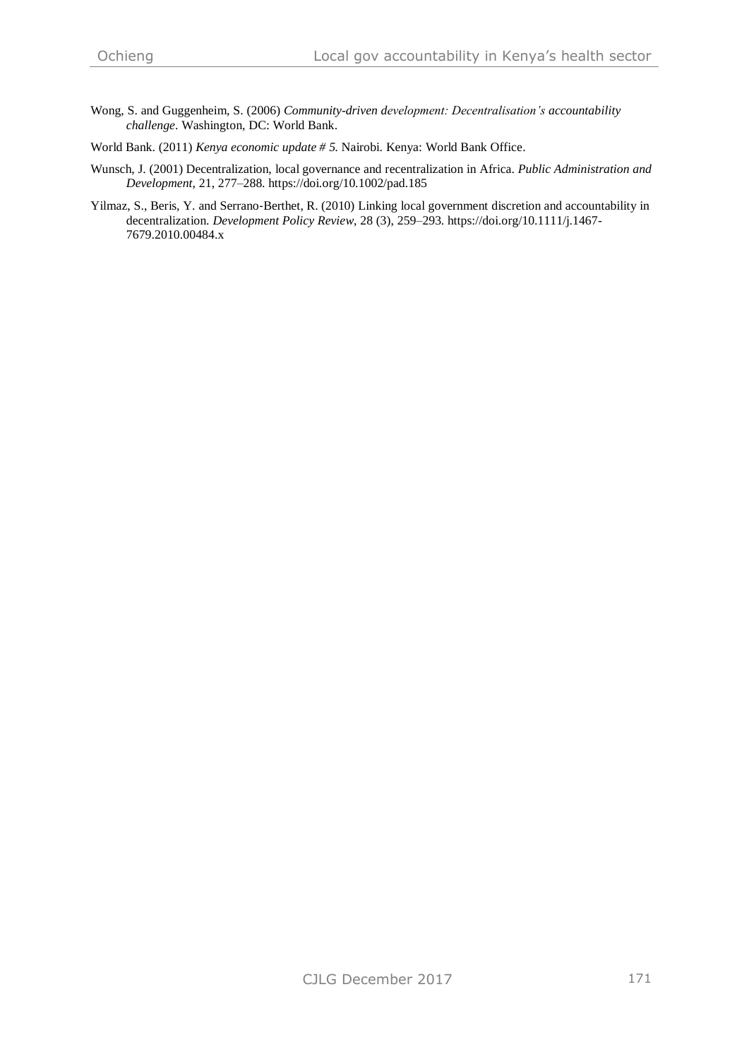Wong, S. and Guggenheim, S. (2006) *Community-driven development: Decentralisation's accountability challenge*. Washington, DC: World Bank.

World Bank. (2011) *Kenya economic update # 5.* Nairobi. Kenya: World Bank Office.

Wunsch, J. (2001) Decentralization, local governance and recentralization in Africa. *Public Administration and Development*, 21, 277–288. https://doi.org/10.1002/pad.185

Yilmaz, S., Beris, Y. and Serrano-Berthet, R. (2010) Linking local government discretion and accountability in decentralization. *Development Policy Review*, 28 (3), 259–293. https://doi.org/10.1111/j.1467-7679.2010.00484.x